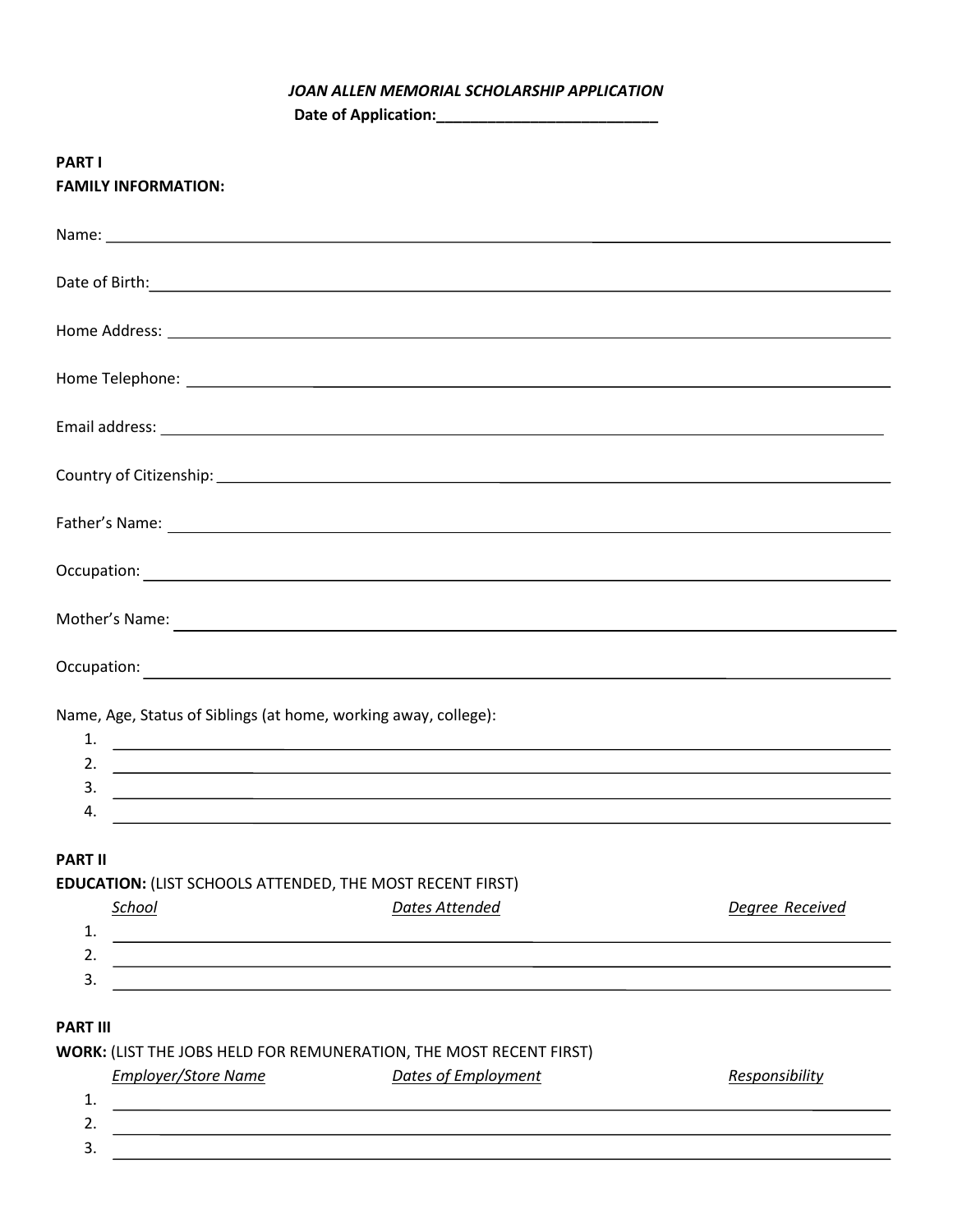*JOAN ALLEN MEMORIAL SCHOLARSHIP APPLICATION*

**Date of Application:__________________________**

**PART I**

**FAMILY INFORMATION:**

Name: ____________________________________________

Date of Birth: ____________________________________________

Home Address: ____________________________________________

Home Telephone: ____________________________________________

Email address: ____________________________________________

Country of Citizenship: ____________________________________________

Father's Name: ____________________________________________

Occupation: ____________________________________________

Mother's Name: ____________________________________________

Occupation: ____________________________________________

Name, Age, Status of Siblings (at home, working away, college):

1. ____________________________________________
2. ____________________________________________
3. ____________________________________________
4. ____________________________________________

**PART II**

**EDUCATION:** (LIST SCHOOLS ATTENDED, THE MOST RECENT FIRST)

| | *School* | *Dates Attended* | *Degree Received* |
|---|---|---|---|
| 1. | | | |
| 2. | | | |
| 3. | | | |

**PART III**

**WORK:** (LIST THE JOBS HELD FOR REMUNERATION, THE MOST RECENT FIRST)

| | *Employer/Store Name* | *Dates of Employment* | *Responsibility* |
|---|---|---|---|
| 1. | | | |
| 2. | | | |
| 3. | | | |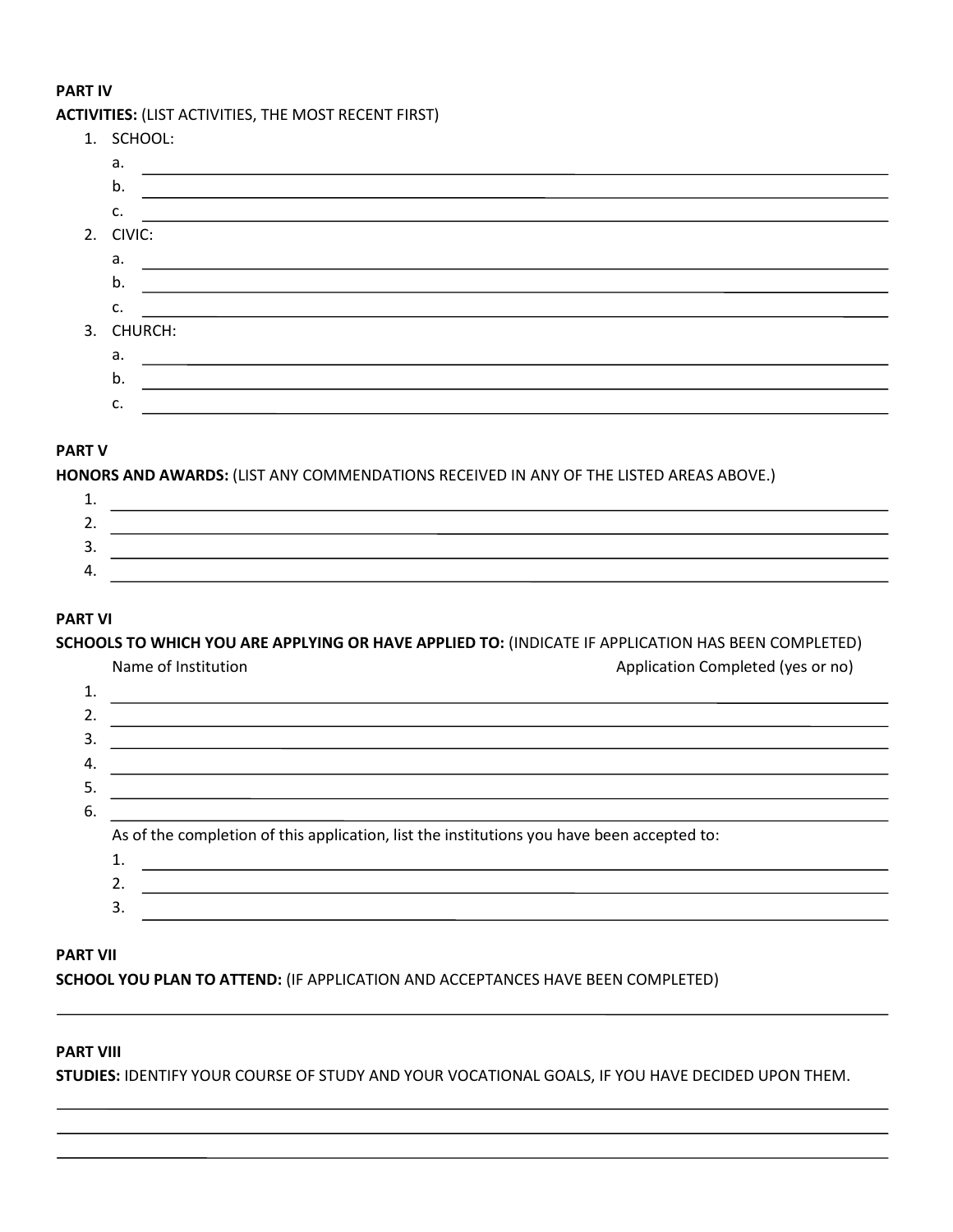**PART IV**

**ACTIVITIES:** (LIST ACTIVITIES, THE MOST RECENT FIRST)

1. SCHOOL:
   a. ______________________________
   b. ______________________________
   c. ______________________________
2. CIVIC:
   a. ______________________________
   b. ______________________________
   c. ______________________________
3. CHURCH:
   a. ______________________________
   b. ______________________________
   c. ______________________________

**PART V**

**HONORS AND AWARDS:** (LIST ANY COMMENDATIONS RECEIVED IN ANY OF THE LISTED AREAS ABOVE.)

1. ______________________________
2. ______________________________
3. ______________________________
4. ______________________________

**PART VI**

**SCHOOLS TO WHICH YOU ARE APPLYING OR HAVE APPLIED TO:** (INDICATE IF APPLICATION HAS BEEN COMPLETED)

| | Name of Institution | Application Completed (yes or no) |
|---|---|---|
| 1. | | |
| 2. | | |
| 3. | | |
| 4. | | |
| 5. | | |
| 6. | | |

As of the completion of this application, list the institutions you have been accepted to:

1. ______________________________
2. ______________________________
3. ______________________________

**PART VII**

**SCHOOL YOU PLAN TO ATTEND:** (IF APPLICATION AND ACCEPTANCES HAVE BEEN COMPLETED)

______________________________

**PART VIII**

**STUDIES:** IDENTIFY YOUR COURSE OF STUDY AND YOUR VOCATIONAL GOALS, IF YOU HAVE DECIDED UPON THEM.

______________________________

______________________________

______________________________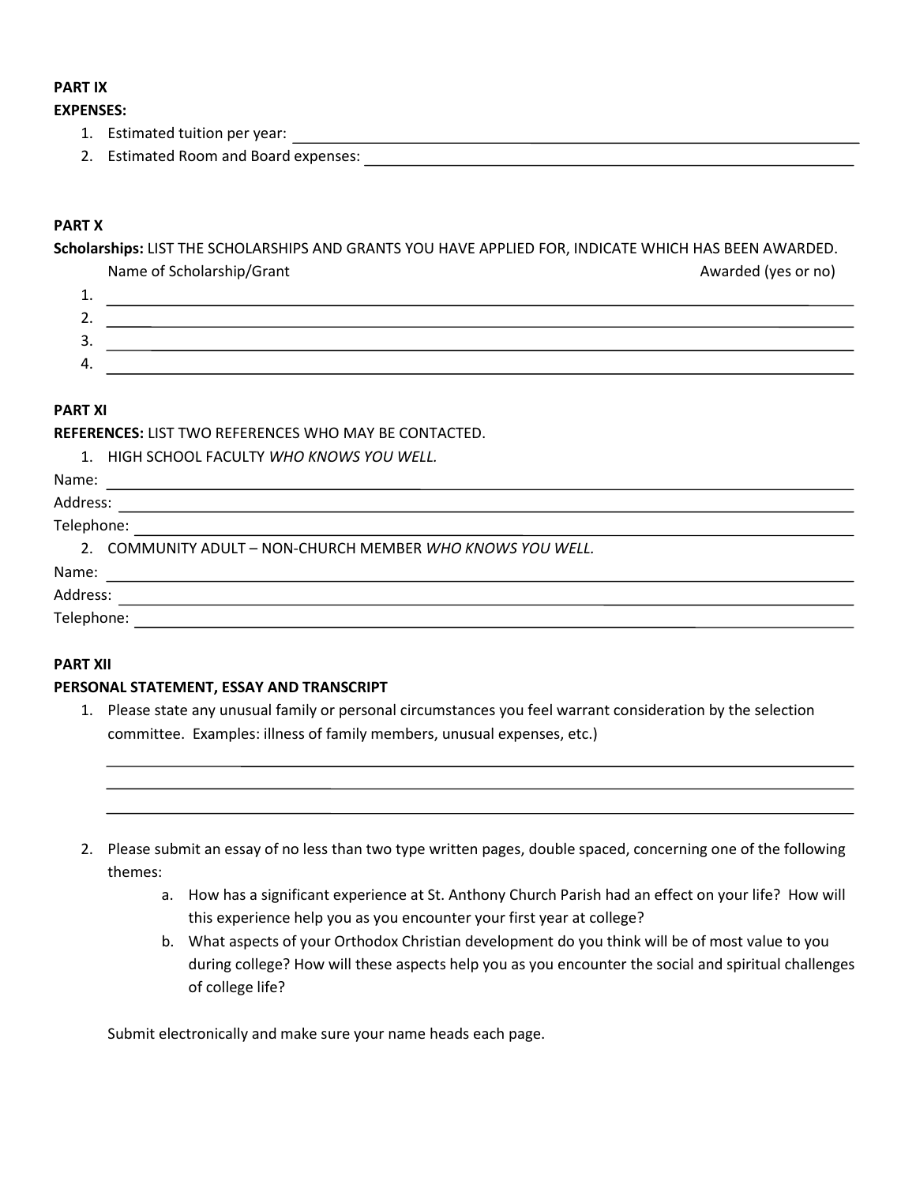**PART IX**

**EXPENSES:**

1. Estimated tuition per year: ______________________________
2. Estimated Room and Board expenses: ______________________________

**PART X**

**Scholarships:** LIST THE SCHOLARSHIPS AND GRANTS YOU HAVE APPLIED FOR, INDICATE WHICH HAS BEEN AWARDED.

| | Name of Scholarship/Grant | Awarded (yes or no) |
|---|---|---|
| 1. | | |
| 2. | | |
| 3. | | |
| 4. | | |

**PART XI**

**REFERENCES:** LIST TWO REFERENCES WHO MAY BE CONTACTED.

1. HIGH SCHOOL FACULTY *WHO KNOWS YOU WELL.*

Name: ______________________________

Address: ______________________________

Telephone: ______________________________

2. COMMUNITY ADULT – NON-CHURCH MEMBER *WHO KNOWS YOU WELL.*

Name: ______________________________

Address: ______________________________

Telephone: ______________________________

**PART XII**

**PERSONAL STATEMENT, ESSAY AND TRANSCRIPT**

1. Please state any unusual family or personal circumstances you feel warrant consideration by the selection committee. Examples: illness of family members, unusual expenses, etc.)

   ______________________________

   ______________________________

   ______________________________

2. Please submit an essay of no less than two type written pages, double spaced, concerning one of the following themes:
   a. How has a significant experience at St. Anthony Church Parish had an effect on your life? How will this experience help you as you encounter your first year at college?
   b. What aspects of your Orthodox Christian development do you think will be of most value to you during college? How will these aspects help you as you encounter the social and spiritual challenges of college life?

Submit electronically and make sure your name heads each page.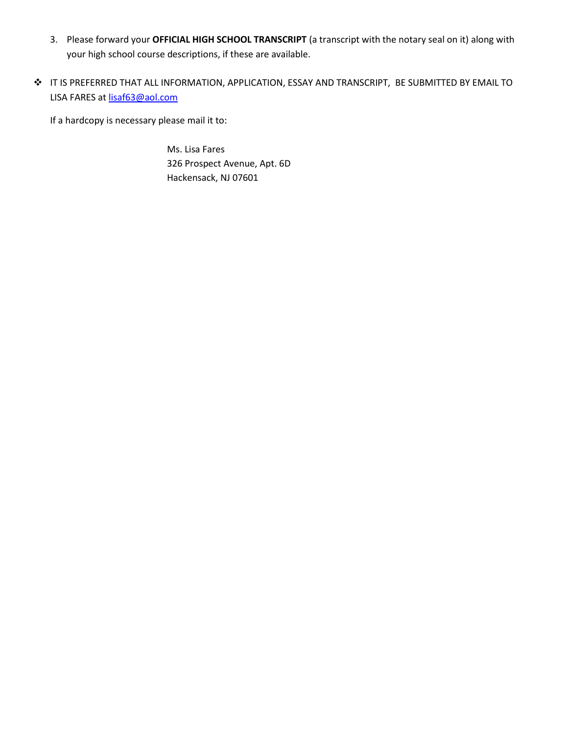3. Please forward your **OFFICIAL HIGH SCHOOL TRANSCRIPT** (a transcript with the notary seal on it) along with your high school course descriptions, if these are available.

❖ IT IS PREFERRED THAT ALL INFORMATION, APPLICATION, ESSAY AND TRANSCRIPT, BE SUBMITTED BY EMAIL TO LISA FARES at lisaf63@aol.com

If a hardcopy is necessary please mail it to:

Ms. Lisa Fares
326 Prospect Avenue, Apt. 6D
Hackensack, NJ 07601